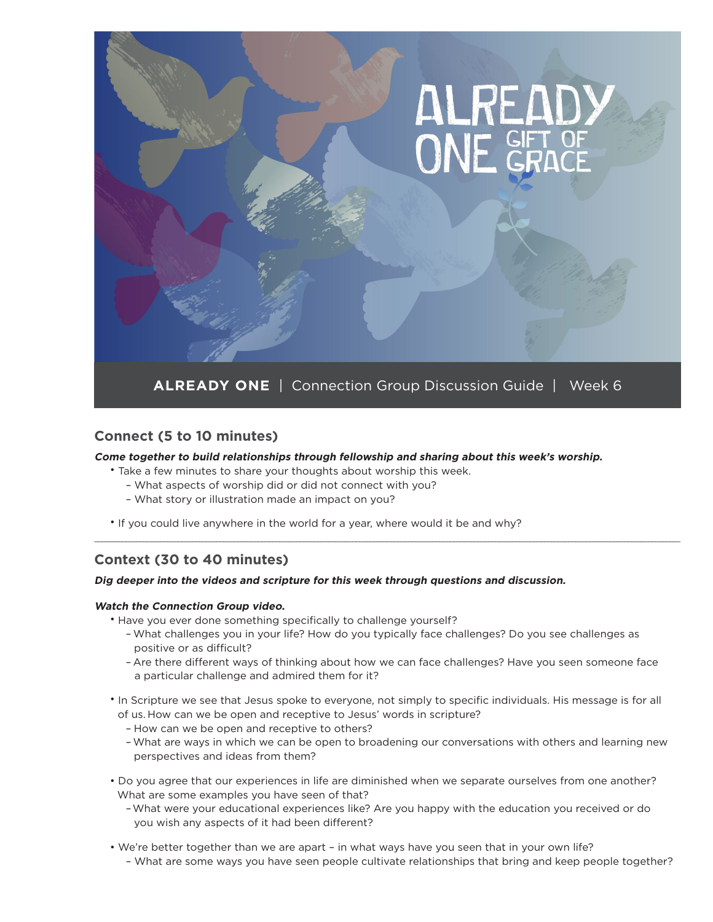# ALREADY ONE GIFT OF GRACE

**ALREADY ONE** | Connection Group Discussion Guide | Week 6

## Connect (5 to 10 minutes)

***Come together to build relationships through fellowship and sharing about this week's worship.***

- Take a few minutes to share your thoughts about worship this week.
  - What aspects of worship did or did not connect with you?
  - What story or illustration made an impact on you?
- If you could live anywhere in the world for a year, where would it be and why?

---

## Context (30 to 40 minutes)

***Dig deeper into the videos and scripture for this week through questions and discussion.***

***Watch the Connection Group video.***

- Have you ever done something specifically to challenge yourself?
  - What challenges you in your life? How do you typically face challenges? Do you see challenges as positive or as difficult?
  - Are there different ways of thinking about how we can face challenges? Have you seen someone face a particular challenge and admired them for it?
- In Scripture we see that Jesus spoke to everyone, not simply to specific individuals. His message is for all of us. How can we be open and receptive to Jesus' words in scripture?
  - How can we be open and receptive to others?
  - What are ways in which we can be open to broadening our conversations with others and learning new perspectives and ideas from them?
- Do you agree that our experiences in life are diminished when we separate ourselves from one another? What are some examples you have seen of that?
  - What were your educational experiences like? Are you happy with the education you received or do you wish any aspects of it had been different?
- We're better together than we are apart – in what ways have you seen that in your own life?
  - What are some ways you have seen people cultivate relationships that bring and keep people together?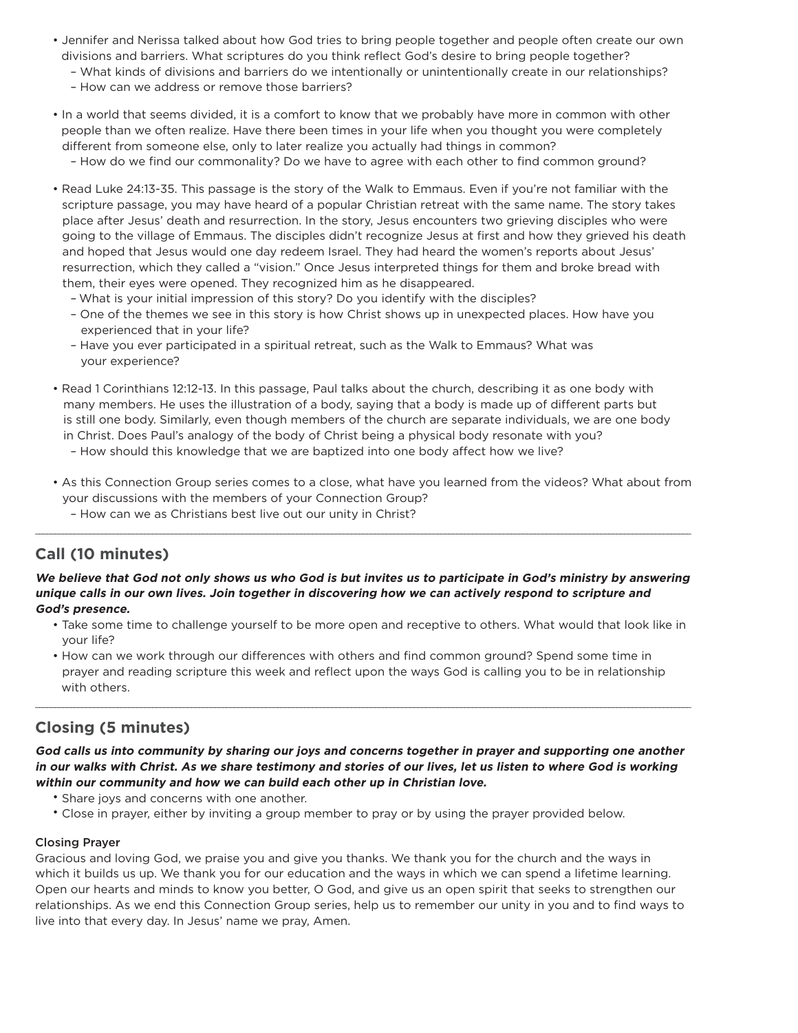- Jennifer and Nerissa talked about how God tries to bring people together and people often create our own divisions and barriers. What scriptures do you think reflect God's desire to bring people together?
  - What kinds of divisions and barriers do we intentionally or unintentionally create in our relationships?
  - How can we address or remove those barriers?

- In a world that seems divided, it is a comfort to know that we probably have more in common with other people than we often realize. Have there been times in your life when you thought you were completely different from someone else, only to later realize you actually had things in common?
  - How do we find our commonality? Do we have to agree with each other to find common ground?

- Read Luke 24:13-35. This passage is the story of the Walk to Emmaus. Even if you're not familiar with the scripture passage, you may have heard of a popular Christian retreat with the same name. The story takes place after Jesus' death and resurrection. In the story, Jesus encounters two grieving disciples who were going to the village of Emmaus. The disciples didn't recognize Jesus at first and how they grieved his death and hoped that Jesus would one day redeem Israel. They had heard the women's reports about Jesus' resurrection, which they called a "vision." Once Jesus interpreted things for them and broke bread with them, their eyes were opened. They recognized him as he disappeared.
  - What is your initial impression of this story? Do you identify with the disciples?
  - One of the themes we see in this story is how Christ shows up in unexpected places. How have you experienced that in your life?
  - Have you ever participated in a spiritual retreat, such as the Walk to Emmaus? What was your experience?

- Read 1 Corinthians 12:12-13. In this passage, Paul talks about the church, describing it as one body with many members. He uses the illustration of a body, saying that a body is made up of different parts but is still one body. Similarly, even though members of the church are separate individuals, we are one body in Christ. Does Paul's analogy of the body of Christ being a physical body resonate with you?
  - How should this knowledge that we are baptized into one body affect how we live?

- As this Connection Group series comes to a close, what have you learned from the videos? What about from your discussions with the members of your Connection Group?
  - How can we as Christians best live out our unity in Christ?

---

## Call (10 minutes)

***We believe that God not only shows us who God is but invites us to participate in God's ministry by answering unique calls in our own lives. Join together in discovering how we can actively respond to scripture and God's presence.***

- Take some time to challenge yourself to be more open and receptive to others. What would that look like in your life?
- How can we work through our differences with others and find common ground? Spend some time in prayer and reading scripture this week and reflect upon the ways God is calling you to be in relationship with others.

---

## Closing (5 minutes)

***God calls us into community by sharing our joys and concerns together in prayer and supporting one another in our walks with Christ. As we share testimony and stories of our lives, let us listen to where God is working within our community and how we can build each other up in Christian love.***

- Share joys and concerns with one another.
- Close in prayer, either by inviting a group member to pray or by using the prayer provided below.

**Closing Prayer**

Gracious and loving God, we praise you and give you thanks. We thank you for the church and the ways in which it builds us up. We thank you for our education and the ways in which we can spend a lifetime learning. Open our hearts and minds to know you better, O God, and give us an open spirit that seeks to strengthen our relationships. As we end this Connection Group series, help us to remember our unity in you and to find ways to live into that every day. In Jesus' name we pray, Amen.